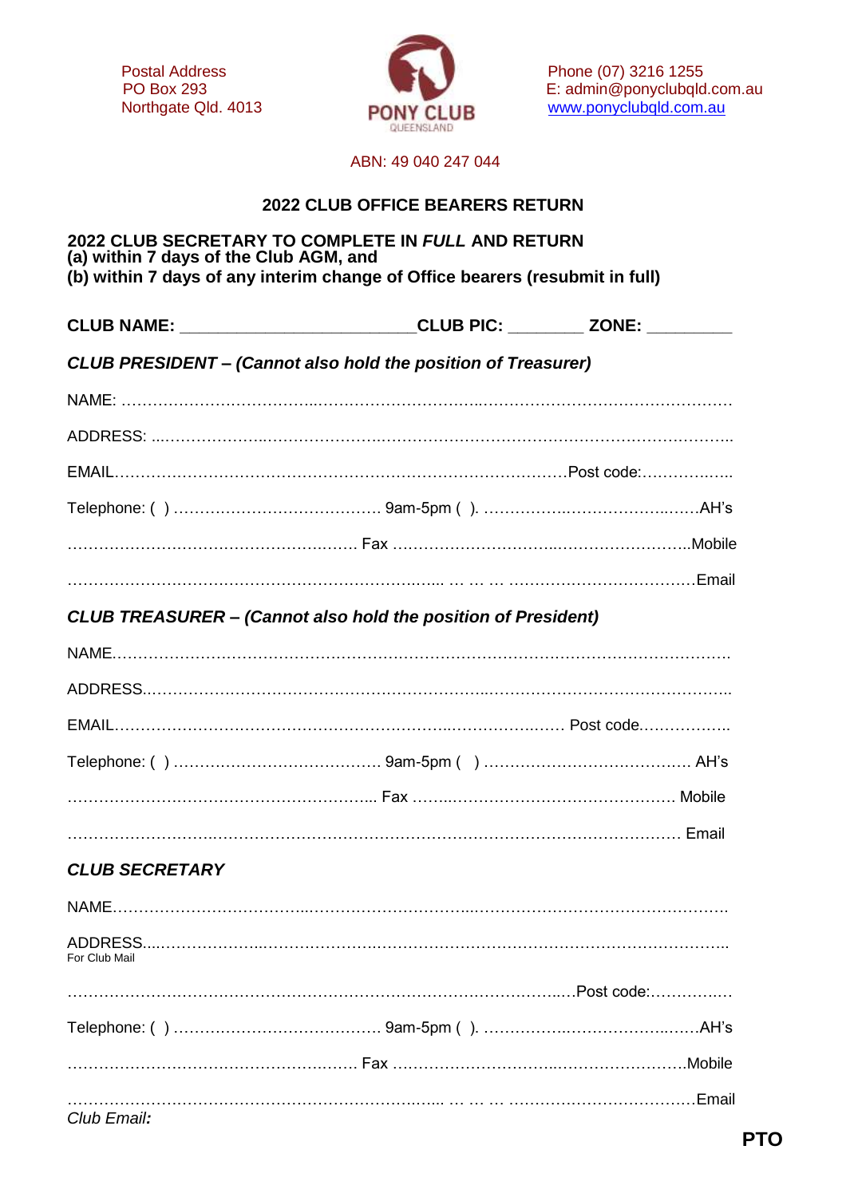Postal Address
PO Box 293
Northgate Qld. 4013

PONY CLUB
QUEENSLAND

Phone (07) 3216 1255
E: admin@ponyclubqld.com.au
www.ponyclubqld.com.au

ABN: 49 040 247 044

## 2022 CLUB OFFICE BEARERS RETURN

**2022 CLUB SECRETARY TO COMPLETE IN *FULL* AND RETURN**
**(a) within 7 days of the Club AGM, and**
**(b) within 7 days of any interim change of Office bearers (resubmit in full)**

**CLUB NAME: ________________________CLUB PIC: ________ ZONE: _________**

### *CLUB PRESIDENT – (Cannot also hold the position of Treasurer)*

NAME: ………………………………………………………………………………………………………

ADDRESS: ………………………………………………………………………………………………….

EMAIL……………………………………………………………………………Post code:……………..

Telephone: ( ) ………………………………… 9am-5pm ( ). …………………………………….AH's

………………………………………………. Fax ……………………………………………………Mobile

……………………………………………………………… … … … ………………………………Email

### *CLUB TREASURER – (Cannot also hold the position of President)*

NAME…………………………………………………………………………………………………………

ADDRESS……………………………………………………………………………………………………

EMAIL………………………………………………………………………… Post code……………..

Telephone: ( ) ………………………………… 9am-5pm ( ) ………………………………… AH's

………………………………………………….. Fax ……………………………………………… Mobile

……………………………………………………………………………………………………… Email

### *CLUB SECRETARY*

NAME…………………………………………………………………………………………………………

ADDRESS…………………………………………………………………………………………………….
For Club Mail

……………………………………………………………………………………….Post code:……………

Telephone: ( ) ………………………………… 9am-5pm ( ). …………………………………….AH's

………………………………………………. Fax ……………………………………………………Mobile

……………………………………………………………… … … … ………………………………Email

*Club Email:*

**PTO**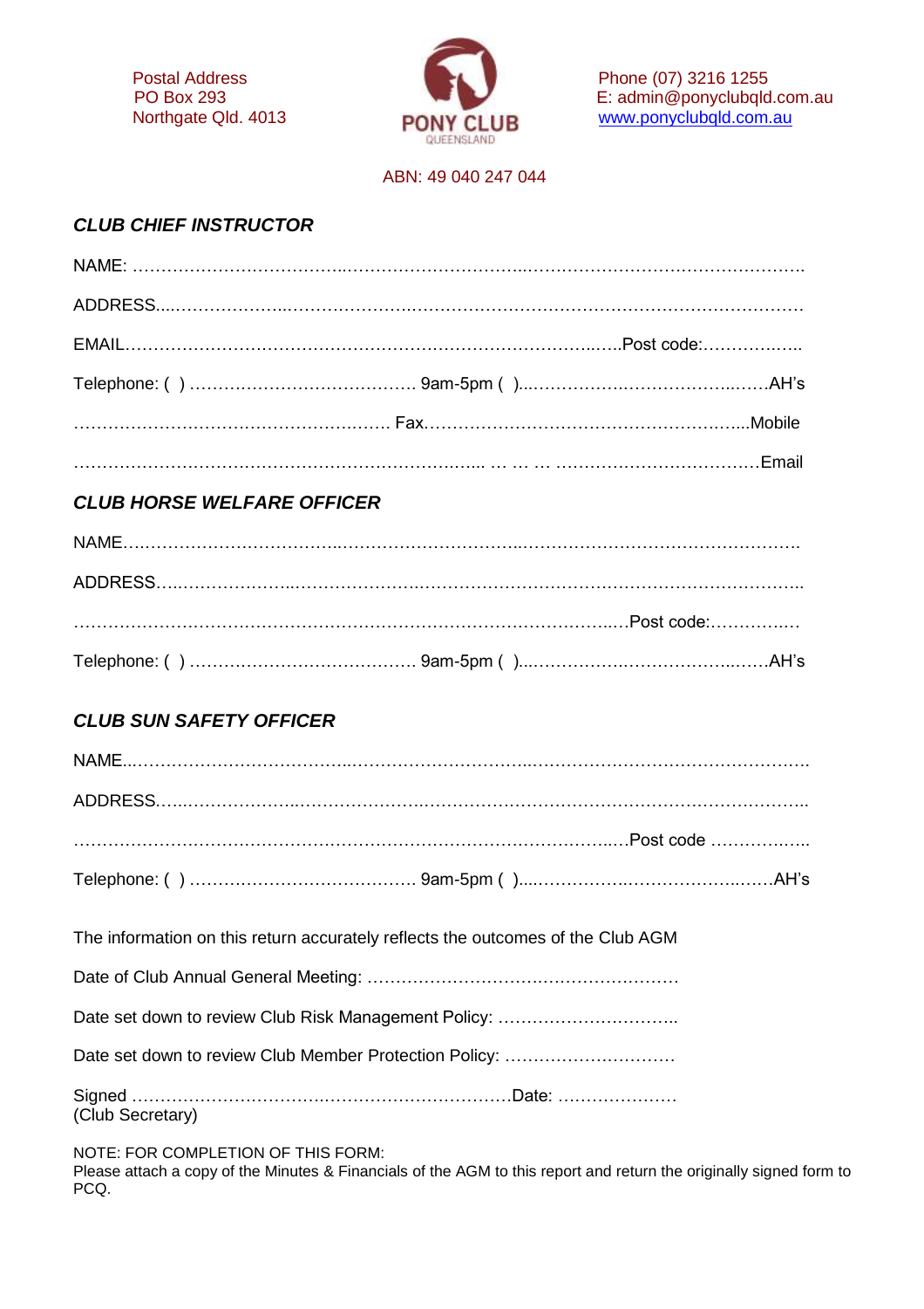Postal Address
PO Box 293
Northgate Qld. 4013

PONY CLUB
QUEENSLAND

Phone (07) 3216 1255
E: admin@ponyclubqld.com.au
www.ponyclubqld.com.au

ABN: 49 040 247 044

### *CLUB CHIEF INSTRUCTOR*

NAME: ……………………………..…………………………..…………………………………………..

ADDRESS...…………………..……………………..…………………….………………….……………

EMAIL……………………………………………………………………………..…..Post code:……………..

Telephone: ( ) ………………………………… 9am-5pm ( )...……………..………………..……AH's

………………………………………….…… Fax………………………………………………..Mobile

………………………………………………………..….. … … … ……………………………Email

### *CLUB HORSE WELFARE OFFICER*

NAME……………………………..…………………………..…………………………………………

ADDRESS…..………………..……………………..……………………………………………………..

…………………………………………………………………….…………..…Post code:……………

Telephone: ( ) ………………………………… 9am-5pm ( )...……………..………………..……AH's

### *CLUB SUN SAFETY OFFICER*

NAME...…………………..……………..……………..………...…………….……………..………………

ADDRESS…..………………..……………………..……………………………………………………..

…………………………………………………………………….…………..…Post code ……………..

Telephone: ( ) ………………………………… 9am-5pm ( )...……………..………………..……AH's

The information on this return accurately reflects the outcomes of the Club AGM

Date of Club Annual General Meeting: ……………………………………………

Date set down to review Club Risk Management Policy: …………………………..

Date set down to review Club Member Protection Policy: …………………………

Signed ……………………………………………………………Date: …………………
(Club Secretary)

NOTE: FOR COMPLETION OF THIS FORM:
Please attach a copy of the Minutes & Financials of the AGM to this report and return the originally signed form to PCQ.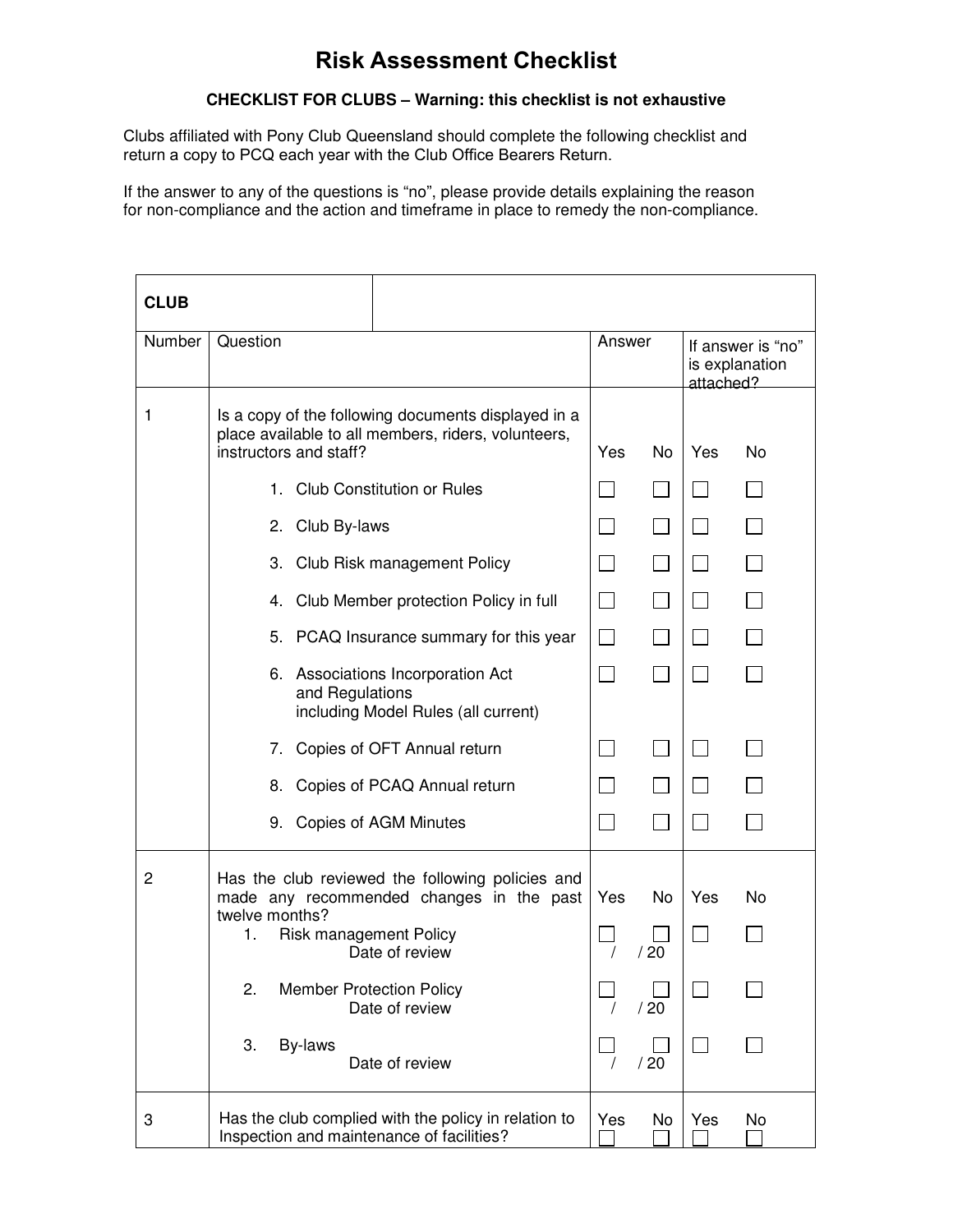# Risk Assessment Checklist

**CHECKLIST FOR CLUBS – Warning: this checklist is not exhaustive**

Clubs affiliated with Pony Club Queensland should complete the following checklist and return a copy to PCQ each year with the Club Office Bearers Return.

If the answer to any of the questions is "no", please provide details explaining the reason for non-compliance and the action and timeframe in place to remedy the non-compliance.

| **CLUB** | | | | | |
|---|---|---|---|---|---|
| Number | Question | Answer | | If answer is "no" is explanation attached? | |
| 1 | Is a copy of the following documents displayed in a place available to all members, riders, volunteers, instructors and staff? | Yes | No | Yes | No |
| | 1. Club Constitution or Rules | ☐ | ☐ | ☐ | ☐ |
| | 2. Club By-laws | ☐ | ☐ | ☐ | ☐ |
| | 3. Club Risk management Policy | ☐ | ☐ | ☐ | ☐ |
| | 4. Club Member protection Policy in full | ☐ | ☐ | ☐ | ☐ |
| | 5. PCAQ Insurance summary for this year | ☐ | ☐ | ☐ | ☐ |
| | 6. Associations Incorporation Act and Regulations including Model Rules (all current) | ☐ | ☐ | ☐ | ☐ |
| | 7. Copies of OFT Annual return | ☐ | ☐ | ☐ | ☐ |
| | 8. Copies of PCAQ Annual return | ☐ | ☐ | ☐ | ☐ |
| | 9. Copies of AGM Minutes | ☐ | ☐ | ☐ | ☐ |
| 2 | Has the club reviewed the following policies and made any recommended changes in the past twelve months? | Yes | No | Yes | No |
| | 1. Risk management Policy<br>Date of review | ☐<br>/ | ☐<br>/ 20 | ☐ | ☐ |
| | 2. Member Protection Policy<br>Date of review | ☐<br>/ | ☐<br>/ 20 | ☐ | ☐ |
| | 3. By-laws<br>Date of review | ☐<br>/ | ☐<br>/ 20 | ☐ | ☐ |
| 3 | Has the club complied with the policy in relation to Inspection and maintenance of facilities? | Yes ☐ | No ☐ | Yes ☐ | No ☐ |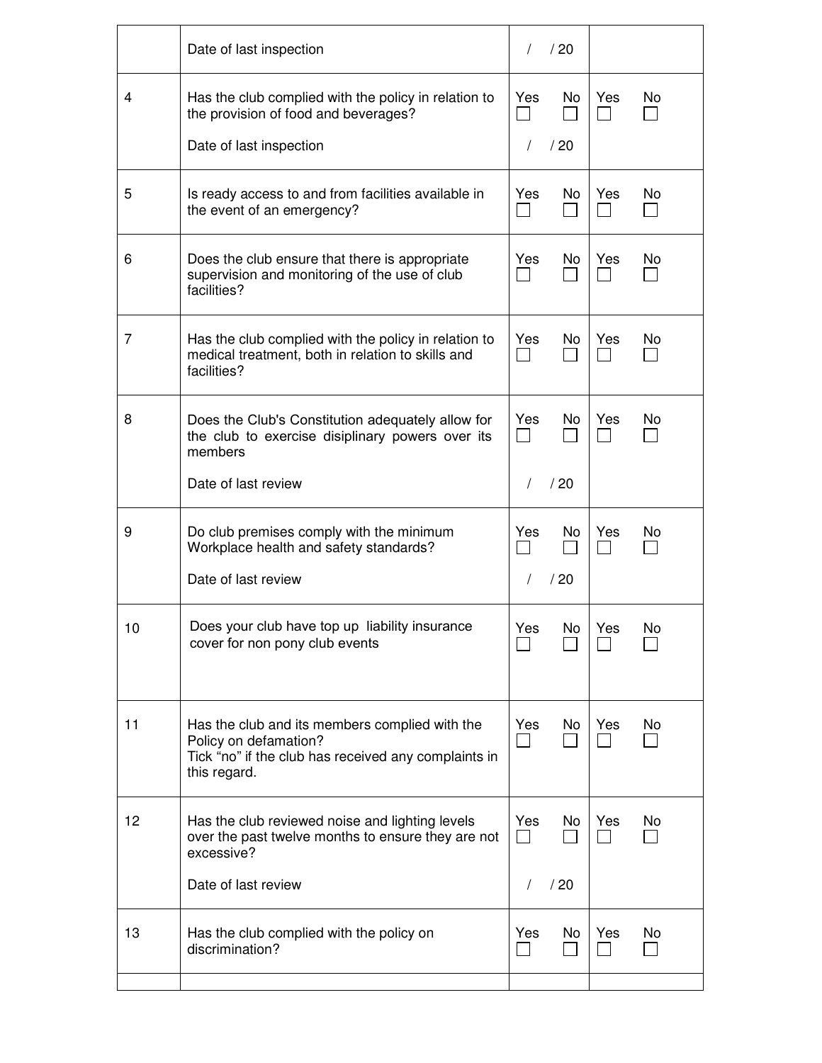| | | | |
|---|---|---|---|
| | Date of last inspection | / / 20 | |
| 4 | Has the club complied with the policy in relation to the provision of food and beverages?<br><br>Date of last inspection | Yes ☐ No ☐<br><br>/ / 20 | Yes ☐ No ☐ |
| 5 | Is ready access to and from facilities available in the event of an emergency? | Yes ☐ No ☐ | Yes ☐ No ☐ |
| 6 | Does the club ensure that there is appropriate supervision and monitoring of the use of club facilities? | Yes ☐ No ☐ | Yes ☐ No ☐ |
| 7 | Has the club complied with the policy in relation to medical treatment, both in relation to skills and facilities? | Yes ☐ No ☐ | Yes ☐ No ☐ |
| 8 | Does the Club's Constitution adequately allow for the club to exercise disiplinary powers over its members<br><br>Date of last review | Yes ☐ No ☐<br><br>/ / 20 | Yes ☐ No ☐ |
| 9 | Do club premises comply with the minimum Workplace health and safety standards?<br><br>Date of last review | Yes ☐ No ☐<br><br>/ / 20 | Yes ☐ No ☐ |
| 10 | Does your club have top up liability insurance cover for non pony club events | Yes ☐ No ☐ | Yes ☐ No ☐ |
| 11 | Has the club and its members complied with the Policy on defamation?<br>Tick "no" if the club has received any complaints in this regard. | Yes ☐ No ☐ | Yes ☐ No ☐ |
| 12 | Has the club reviewed noise and lighting levels over the past twelve months to ensure they are not excessive?<br><br>Date of last review | Yes ☐ No ☐<br><br>/ / 20 | Yes ☐ No ☐ |
| 13 | Has the club complied with the policy on discrimination? | Yes ☐ No ☐ | Yes ☐ No ☐ |
| | | | |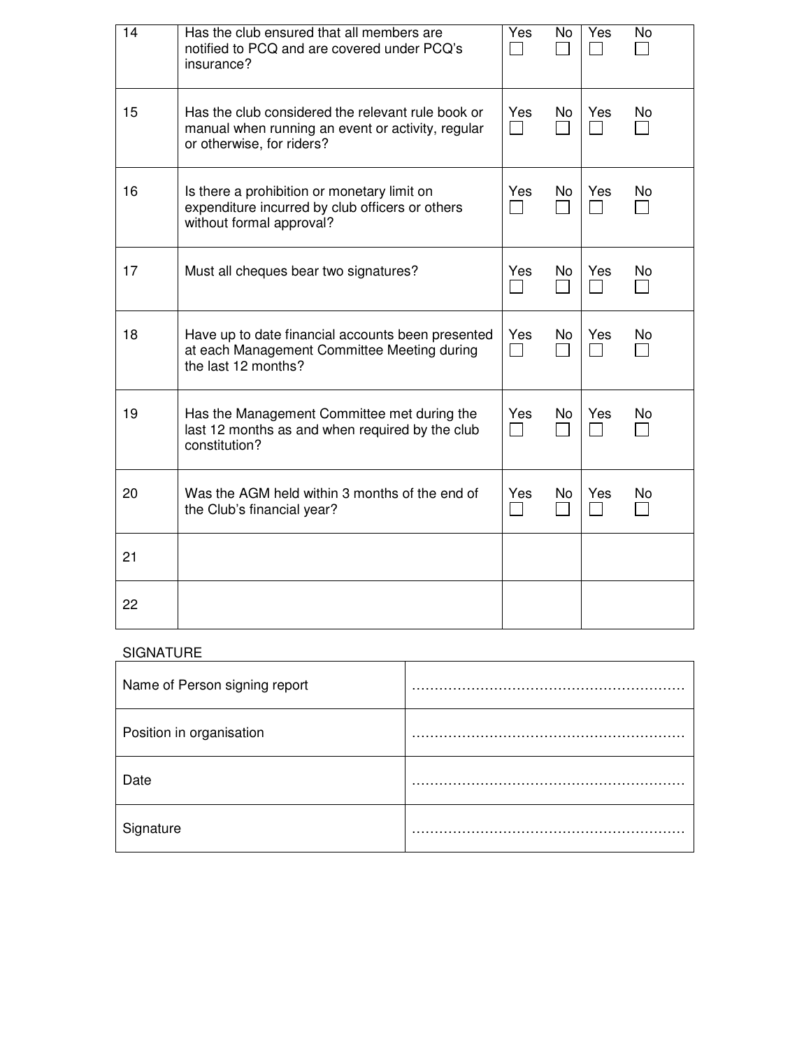| | | | |
|---|---|---|---|
| 14 | Has the club ensured that all members are notified to PCQ and are covered under PCQ's insurance? | Yes ☐ No ☐ | Yes ☐ No ☐ |
| 15 | Has the club considered the relevant rule book or manual when running an event or activity, regular or otherwise, for riders? | Yes ☐ No ☐ | Yes ☐ No ☐ |
| 16 | Is there a prohibition or monetary limit on expenditure incurred by club officers or others without formal approval? | Yes ☐ No ☐ | Yes ☐ No ☐ |
| 17 | Must all cheques bear two signatures? | Yes ☐ No ☐ | Yes ☐ No ☐ |
| 18 | Have up to date financial accounts been presented at each Management Committee Meeting during the last 12 months? | Yes ☐ No ☐ | Yes ☐ No ☐ |
| 19 | Has the Management Committee met during the last 12 months as and when required by the club constitution? | Yes ☐ No ☐ | Yes ☐ No ☐ |
| 20 | Was the AGM held within 3 months of the end of the Club's financial year? | Yes ☐ No ☐ | Yes ☐ No ☐ |
| 21 | | | |
| 22 | | | |

SIGNATURE

| | |
|---|---|
| Name of Person signing report | ………………………………………………… |
| Position in organisation | ………………………………………………… |
| Date | ………………………………………………… |
| Signature | ………………………………………………… |